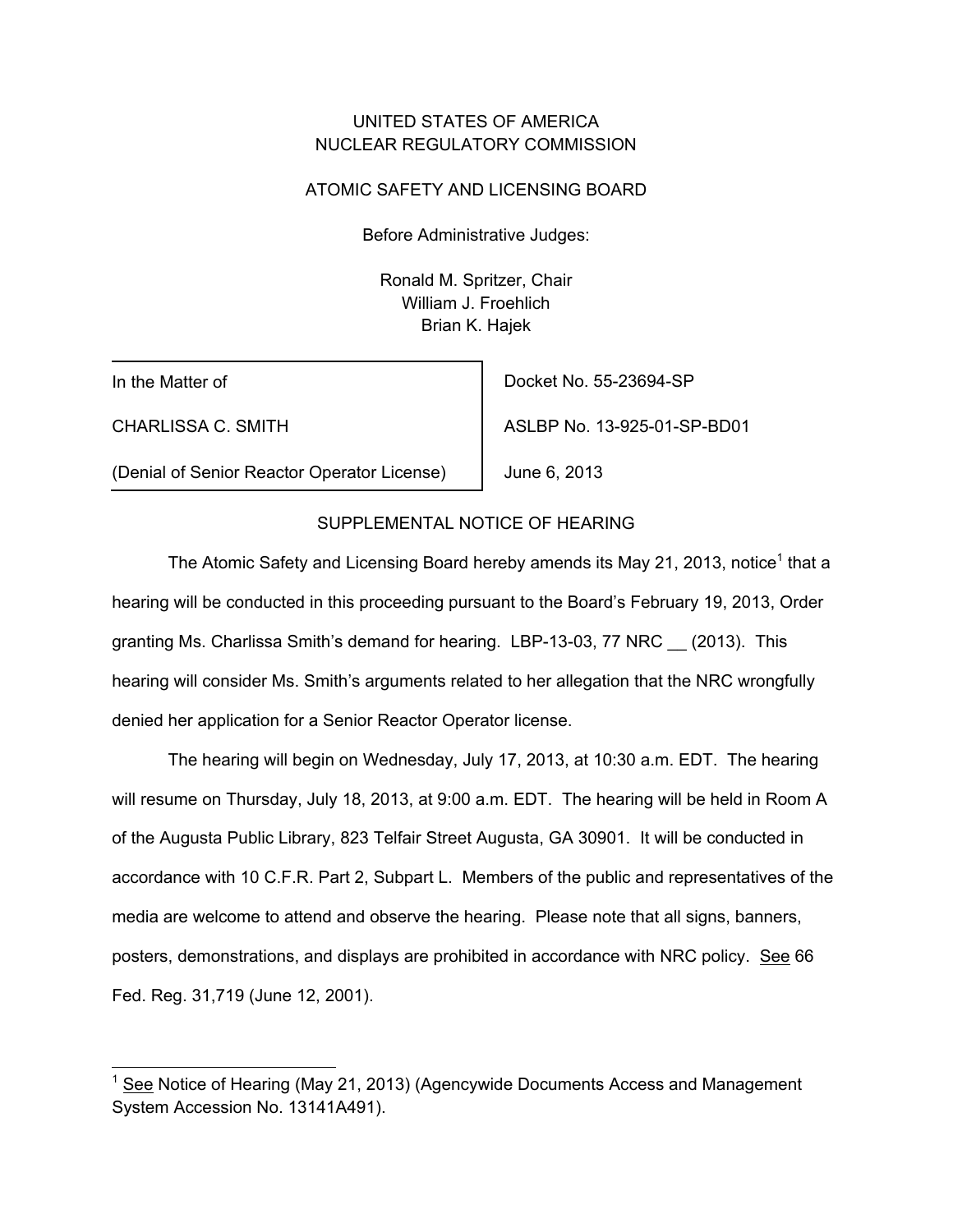UNITED STATES OF AMERICA
NUCLEAR REGULATORY COMMISSION

ATOMIC SAFETY AND LICENSING BOARD

Before Administrative Judges:

Ronald M. Spritzer, Chair
William J. Froehlich
Brian K. Hajek

| In the Matter of | Docket No. 55-23694-SP |
|---|---|
| CHARLISSA C. SMITH | ASLBP No. 13-925-01-SP-BD01 |
| (Denial of Senior Reactor Operator License) | June 6, 2013 |

SUPPLEMENTAL NOTICE OF HEARING

The Atomic Safety and Licensing Board hereby amends its May 21, 2013, notice[1] that a hearing will be conducted in this proceeding pursuant to the Board's February 19, 2013, Order granting Ms. Charlissa Smith's demand for hearing. LBP-13-03, 77 NRC __ (2013). This hearing will consider Ms. Smith's arguments related to her allegation that the NRC wrongfully denied her application for a Senior Reactor Operator license.

The hearing will begin on Wednesday, July 17, 2013, at 10:30 a.m. EDT. The hearing will resume on Thursday, July 18, 2013, at 9:00 a.m. EDT. The hearing will be held in Room A of the Augusta Public Library, 823 Telfair Street Augusta, GA 30901. It will be conducted in accordance with 10 C.F.R. Part 2, Subpart L. Members of the public and representatives of the media are welcome to attend and observe the hearing. Please note that all signs, banners, posters, demonstrations, and displays are prohibited in accordance with NRC policy. See 66 Fed. Reg. 31,719 (June 12, 2001).

[1] See Notice of Hearing (May 21, 2013) (Agencywide Documents Access and Management System Accession No. 13141A491).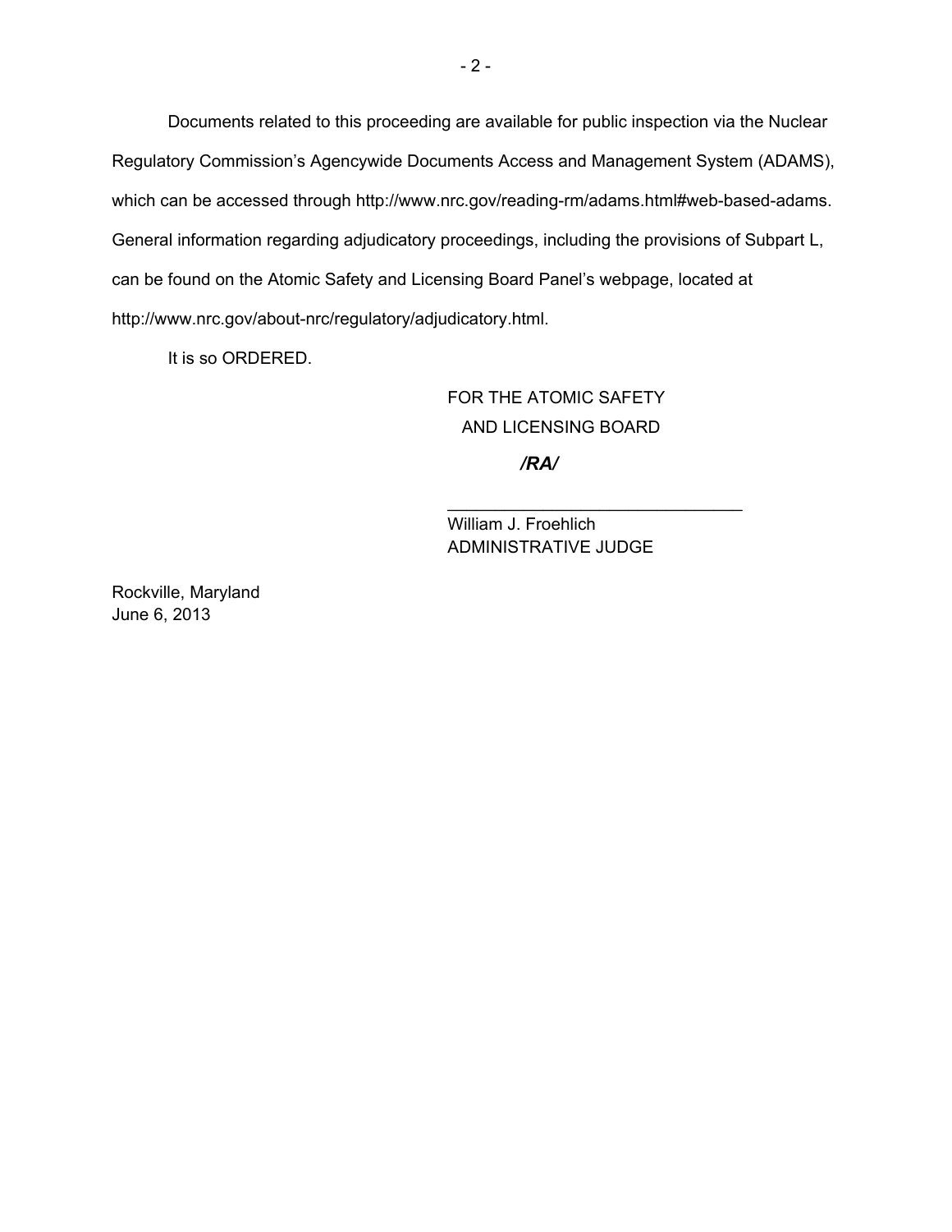Documents related to this proceeding are available for public inspection via the Nuclear Regulatory Commission's Agencywide Documents Access and Management System (ADAMS), which can be accessed through http://www.nrc.gov/reading-rm/adams.html#web-based-adams. General information regarding adjudicatory proceedings, including the provisions of Subpart L, can be found on the Atomic Safety and Licensing Board Panel's webpage, located at http://www.nrc.gov/about-nrc/regulatory/adjudicatory.html.

It is so ORDERED.

FOR THE ATOMIC SAFETY
AND LICENSING BOARD

***/RA/***

\_\_\_\_\_\_\_\_\_\_\_\_\_\_\_\_\_\_\_\_\_\_\_\_\_\_\_\_\_\_\_\_

William J. Froehlich
ADMINISTRATIVE JUDGE

Rockville, Maryland
June 6, 2013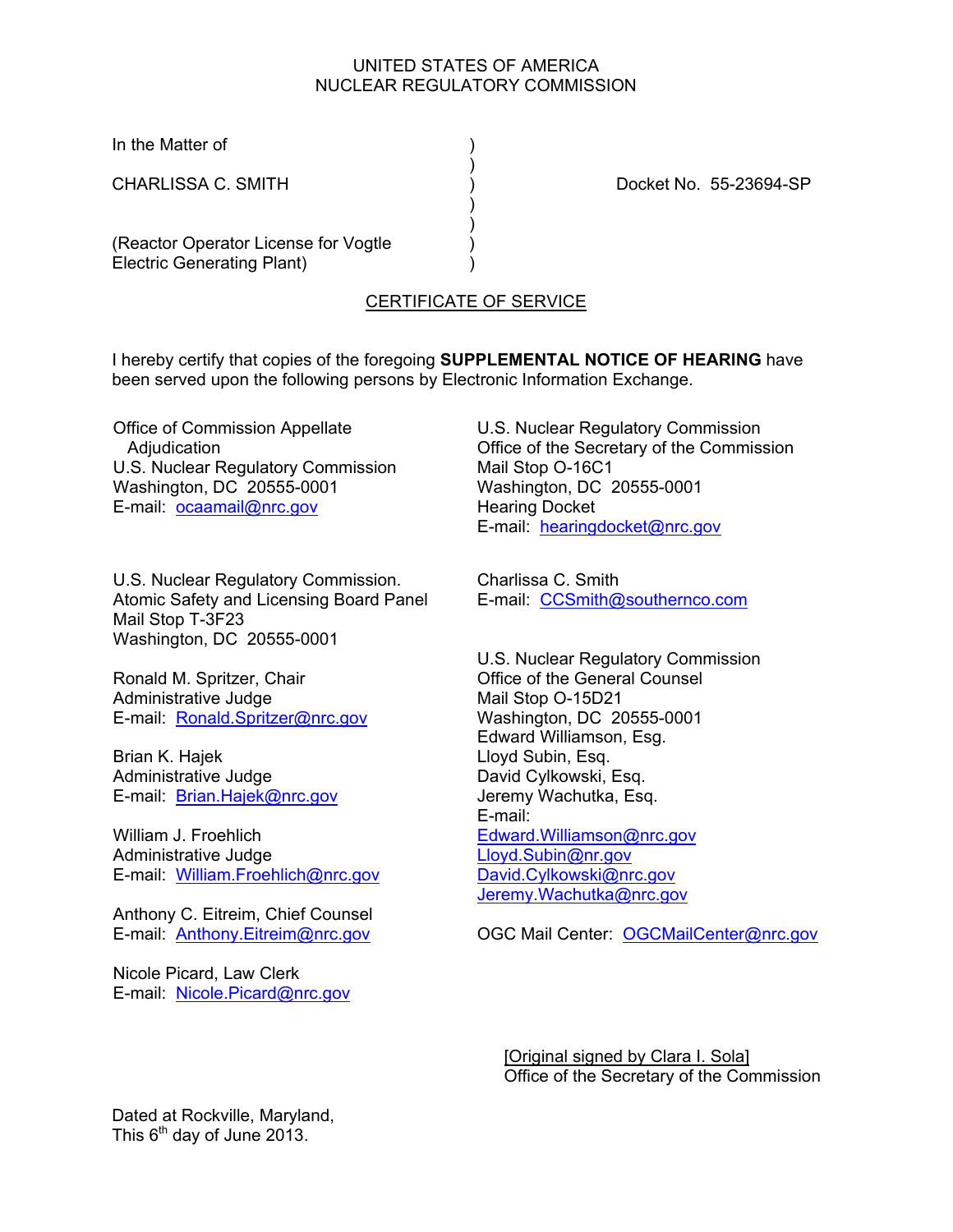UNITED STATES OF AMERICA
NUCLEAR REGULATORY COMMISSION

| | | |
|---|---|---|
| In the Matter of | ) | |
| | ) | |
| CHARLISSA C. SMITH | ) | Docket No. 55-23694-SP |
| | ) | |
| | ) | |
| (Reactor Operator License for Vogtle Electric Generating Plant) | ) | |

CERTIFICATE OF SERVICE

I hereby certify that copies of the foregoing **SUPPLEMENTAL NOTICE OF HEARING** have been served upon the following persons by Electronic Information Exchange.

Office of Commission Appellate Adjudication
U.S. Nuclear Regulatory Commission
Washington, DC 20555-0001
E-mail: ocaamail@nrc.gov

U.S. Nuclear Regulatory Commission
Office of the Secretary of the Commission
Mail Stop O-16C1
Washington, DC 20555-0001
Hearing Docket
E-mail: hearingdocket@nrc.gov

U.S. Nuclear Regulatory Commission.
Atomic Safety and Licensing Board Panel
Mail Stop T-3F23
Washington, DC 20555-0001

Ronald M. Spritzer, Chair
Administrative Judge
E-mail: Ronald.Spritzer@nrc.gov

Brian K. Hajek
Administrative Judge
E-mail: Brian.Hajek@nrc.gov

William J. Froehlich
Administrative Judge
E-mail: William.Froehlich@nrc.gov

Anthony C. Eitreim, Chief Counsel
E-mail: Anthony.Eitreim@nrc.gov

Nicole Picard, Law Clerk
E-mail: Nicole.Picard@nrc.gov

Charlissa C. Smith
E-mail: CCSmith@southernco.com

U.S. Nuclear Regulatory Commission
Office of the General Counsel
Mail Stop O-15D21
Washington, DC 20555-0001
Edward Williamson, Esg.
Lloyd Subin, Esq.
David Cylkowski, Esq.
Jeremy Wachutka, Esq.
E-mail:
Edward.Williamson@nrc.gov
Lloyd.Subin@nr.gov
David.Cylkowski@nrc.gov
Jeremy.Wachutka@nrc.gov

OGC Mail Center: OGCMailCenter@nrc.gov

[Original signed by Clara I. Sola]
Office of the Secretary of the Commission

Dated at Rockville, Maryland,
This 6th day of June 2013.